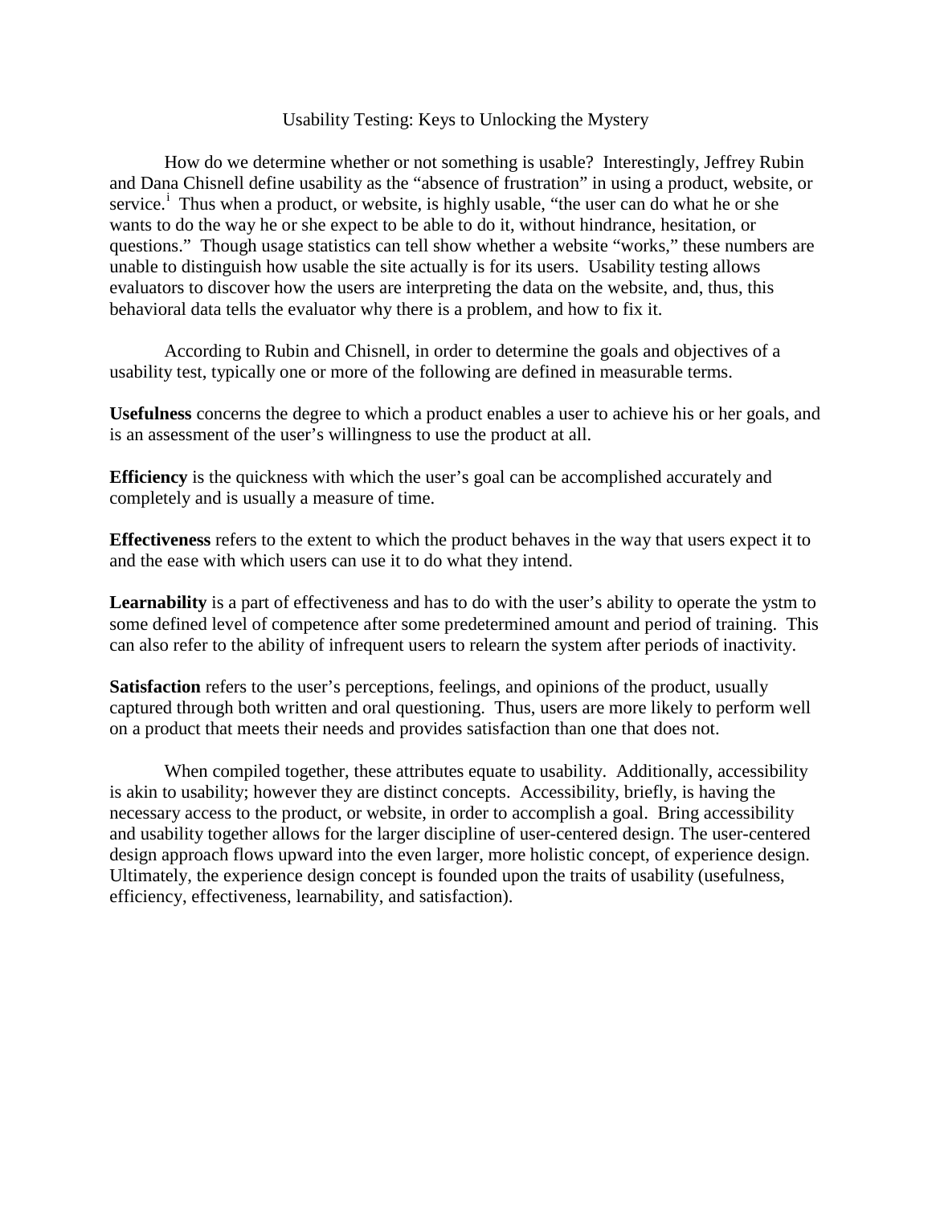# Usability Testing: Keys to Unlocking the Mystery

How do we determine whether or not something is usable? Interestingly, Jeffrey Rubin and Dana Chisnell define usability as the "absence of frustration" in using a product, website, or service.[i] Thus when a product, or website, is highly usable, "the user can do what he or she wants to do the way he or she expect to be able to do it, without hindrance, hesitation, or questions." Though usage statistics can tell show whether a website "works," these numbers are unable to distinguish how usable the site actually is for its users. Usability testing allows evaluators to discover how the users are interpreting the data on the website, and, thus, this behavioral data tells the evaluator why there is a problem, and how to fix it.

According to Rubin and Chisnell, in order to determine the goals and objectives of a usability test, typically one or more of the following are defined in measurable terms.

**Usefulness** concerns the degree to which a product enables a user to achieve his or her goals, and is an assessment of the user's willingness to use the product at all.

**Efficiency** is the quickness with which the user's goal can be accomplished accurately and completely and is usually a measure of time.

**Effectiveness** refers to the extent to which the product behaves in the way that users expect it to and the ease with which users can use it to do what they intend.

**Learnability** is a part of effectiveness and has to do with the user's ability to operate the ystm to some defined level of competence after some predetermined amount and period of training. This can also refer to the ability of infrequent users to relearn the system after periods of inactivity.

**Satisfaction** refers to the user's perceptions, feelings, and opinions of the product, usually captured through both written and oral questioning. Thus, users are more likely to perform well on a product that meets their needs and provides satisfaction than one that does not.

When compiled together, these attributes equate to usability. Additionally, accessibility is akin to usability; however they are distinct concepts. Accessibility, briefly, is having the necessary access to the product, or website, in order to accomplish a goal. Bring accessibility and usability together allows for the larger discipline of user-centered design. The user-centered design approach flows upward into the even larger, more holistic concept, of experience design. Ultimately, the experience design concept is founded upon the traits of usability (usefulness, efficiency, effectiveness, learnability, and satisfaction).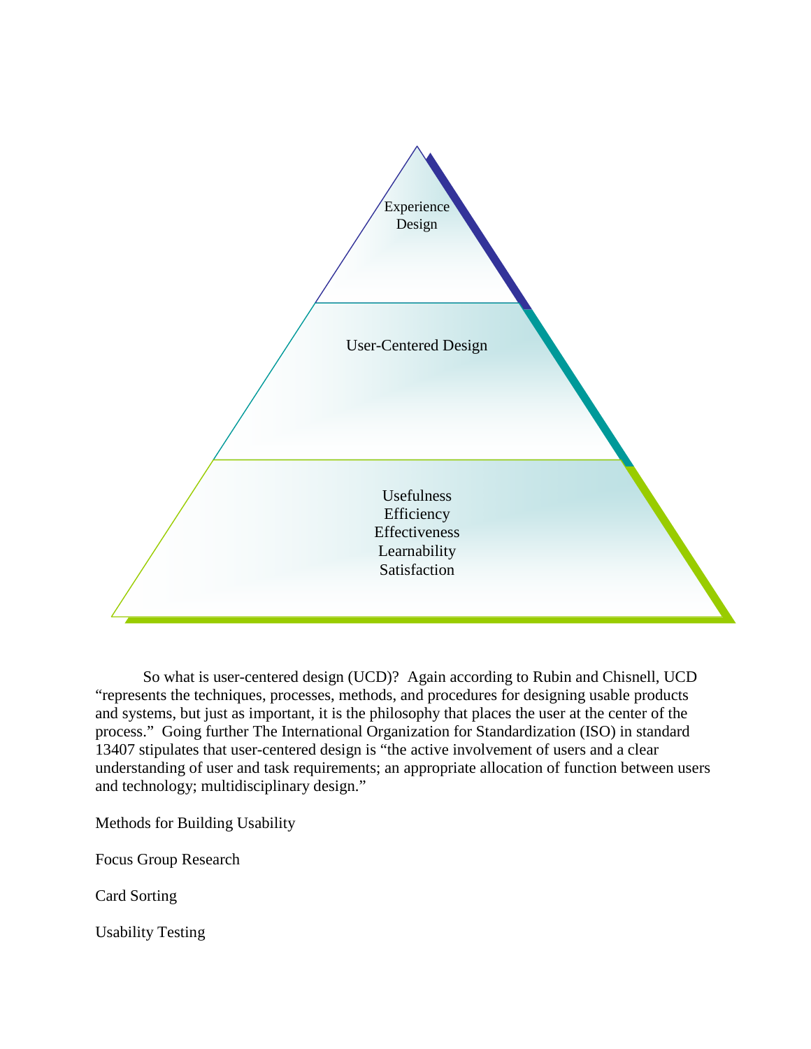Experience Design

User-Centered Design

Usefulness
Efficiency
Effectiveness
Learnability
Satisfaction

So what is user-centered design (UCD)? Again according to Rubin and Chisnell, UCD "represents the techniques, processes, methods, and procedures for designing usable products and systems, but just as important, it is the philosophy that places the user at the center of the process." Going further The International Organization for Standardization (ISO) in standard 13407 stipulates that user-centered design is "the active involvement of users and a clear understanding of user and task requirements; an appropriate allocation of function between users and technology; multidisciplinary design."

Methods for Building Usability

Focus Group Research

Card Sorting

Usability Testing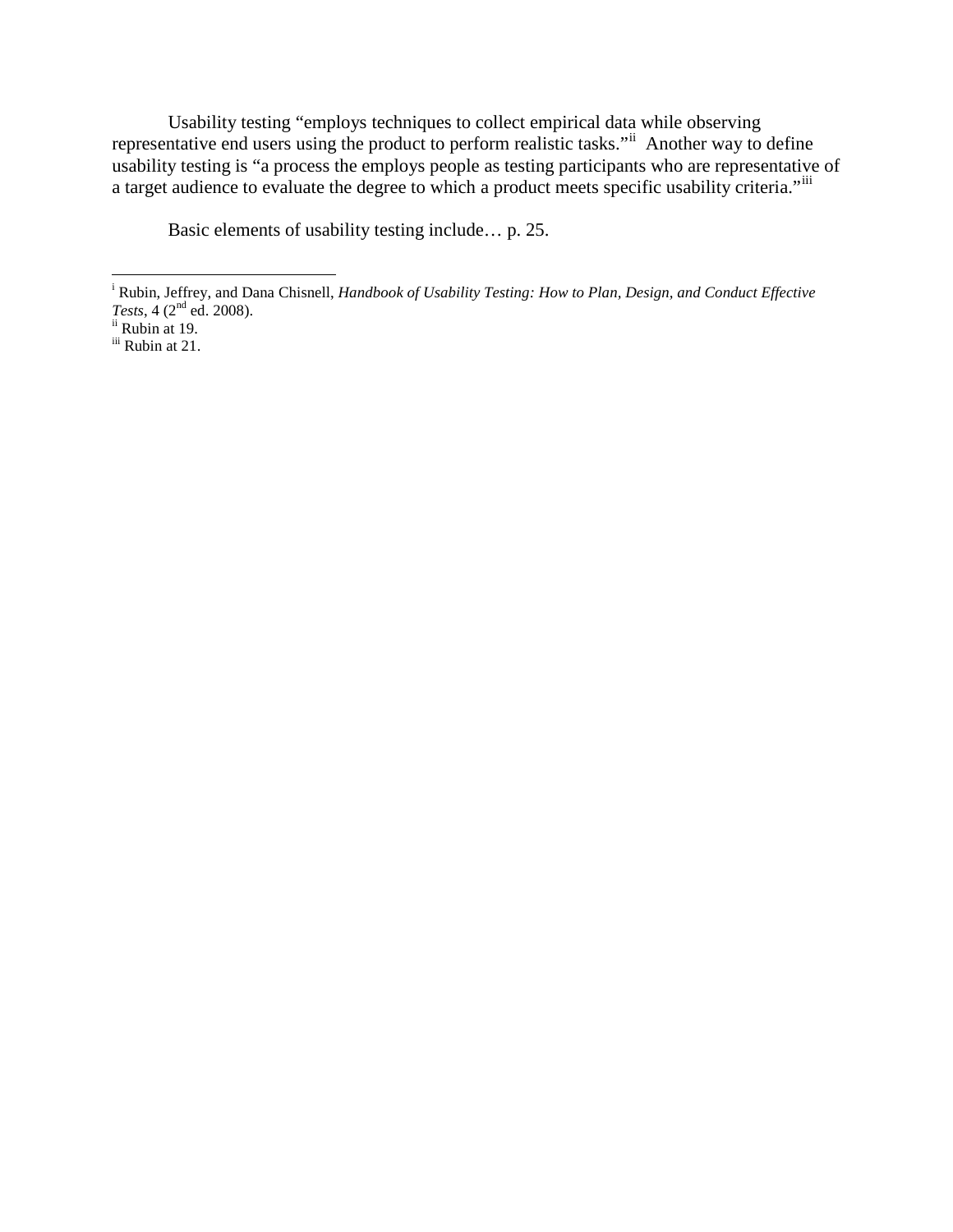Usability testing "employs techniques to collect empirical data while observing representative end users using the product to perform realistic tasks."[ii] Another way to define usability testing is "a process the employs people as testing participants who are representative of a target audience to evaluate the degree to which a product meets specific usability criteria."[iii]

Basic elements of usability testing include… p. 25.

---

[i] Rubin, Jeffrey, and Dana Chisnell, *Handbook of Usability Testing: How to Plan, Design, and Conduct Effective Tests*, 4 (2nd ed. 2008).

[ii] Rubin at 19.

[iii] Rubin at 21.